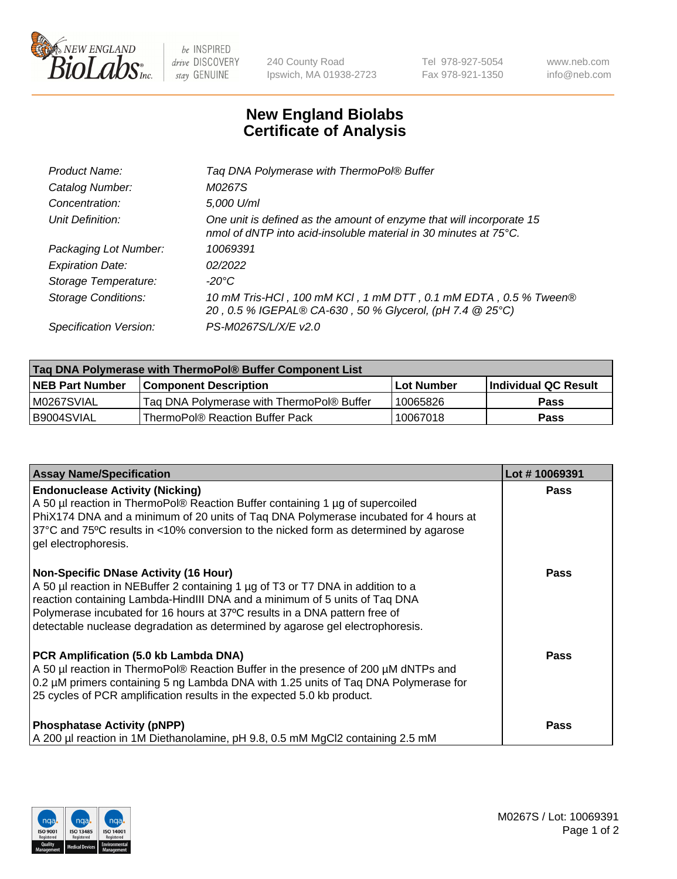# New England Biolabs Certificate of Analysis

| | |
|---|---|
| *Product Name:* | *Taq DNA Polymerase with ThermoPol® Buffer* |
| *Catalog Number:* | *M0267S* |
| *Concentration:* | *5,000 U/ml* |
| *Unit Definition:* | *One unit is defined as the amount of enzyme that will incorporate 15 nmol of dNTP into acid-insoluble material in 30 minutes at 75°C.* |
| *Packaging Lot Number:* | *10069391* |
| *Expiration Date:* | *02/2022* |
| *Storage Temperature:* | *-20°C* |
| *Storage Conditions:* | *10 mM Tris-HCl , 100 mM KCl , 1 mM DTT , 0.1 mM EDTA , 0.5 % Tween® 20 , 0.5 % IGEPAL® CA-630 , 50 % Glycerol, (pH 7.4 @ 25°C)* |
| *Specification Version:* | *PS-M0267S/L/X/E v2.0* |

| Taq DNA Polymerase with ThermoPol® Buffer Component List | | | |
|---|---|---|---|
| **NEB Part Number** | **Component Description** | **Lot Number** | **Individual QC Result** |
| M0267SVIAL | Taq DNA Polymerase with ThermoPol® Buffer | 10065826 | **Pass** |
| B9004SVIAL | ThermoPol® Reaction Buffer Pack | 10067018 | **Pass** |

| Assay Name/Specification | Lot # 10069391 |
|---|---|
| **Endonuclease Activity (Nicking)**<br>A 50 µl reaction in ThermoPol® Reaction Buffer containing 1 µg of supercoiled PhiX174 DNA and a minimum of 20 units of Taq DNA Polymerase incubated for 4 hours at 37ºC and 75ºC results in <10% conversion to the nicked form as determined by agarose gel electrophoresis. | **Pass** |
| **Non-Specific DNase Activity (16 Hour)**<br>A 50 µl reaction in NEBuffer 2 containing 1 µg of T3 or T7 DNA in addition to a reaction containing Lambda-HindIII DNA and a minimum of 5 units of Taq DNA Polymerase incubated for 16 hours at 37ºC results in a DNA pattern free of detectable nuclease degradation as determined by agarose gel electrophoresis. | **Pass** |
| **PCR Amplification (5.0 kb Lambda DNA)**<br>A 50 µl reaction in ThermoPol® Reaction Buffer in the presence of 200 µM dNTPs and 0.2 µM primers containing 5 ng Lambda DNA with 1.25 units of Taq DNA Polymerase for 25 cycles of PCR amplification results in the expected 5.0 kb product. | **Pass** |
| **Phosphatase Activity (pNPP)**<br>A 200 µl reaction in 1M Diethanolamine, pH 9.8, 0.5 mM $MgCl_2$ containing 2.5 mM | **Pass** |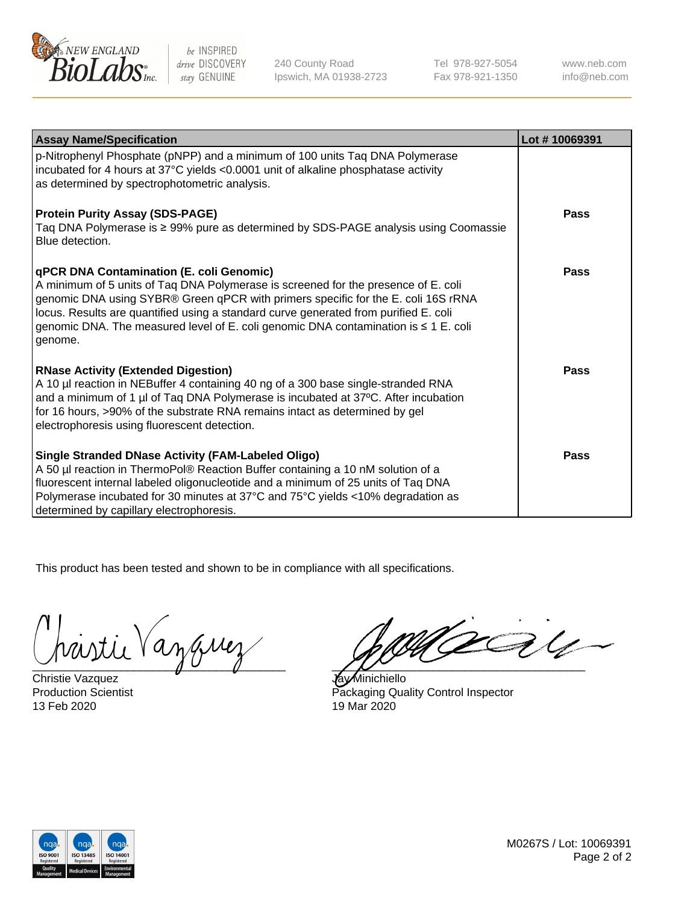NEW ENGLAND BioLabs Inc. be INSPIRED drive DISCOVERY stay GENUINE

240 County Road
Ipswich, MA 01938-2723

Tel 978-927-5054
Fax 978-921-1350

www.neb.com
info@neb.com

| Assay Name/Specification | Lot # 10069391 |
| --- | --- |
| p-Nitrophenyl Phosphate (pNPP) and a minimum of 100 units Taq DNA Polymerase incubated for 4 hours at 37°C yields <0.0001 unit of alkaline phosphatase activity as determined by spectrophotometric analysis. | |
| **Protein Purity Assay (SDS-PAGE)**<br>Taq DNA Polymerase is ≥ 99% pure as determined by SDS-PAGE analysis using Coomassie Blue detection. | Pass |
| **qPCR DNA Contamination (E. coli Genomic)**<br>A minimum of 5 units of Taq DNA Polymerase is screened for the presence of E. coli genomic DNA using SYBR® Green qPCR with primers specific for the E. coli 16S rRNA locus. Results are quantified using a standard curve generated from purified E. coli genomic DNA. The measured level of E. coli genomic DNA contamination is ≤ 1 E. coli genome. | Pass |
| **RNase Activity (Extended Digestion)**<br>A 10 µl reaction in NEBuffer 4 containing 40 ng of a 300 base single-stranded RNA and a minimum of 1 µl of Taq DNA Polymerase is incubated at 37ºC. After incubation for 16 hours, >90% of the substrate RNA remains intact as determined by gel electrophoresis using fluorescent detection. | Pass |
| **Single Stranded DNase Activity (FAM-Labeled Oligo)**<br>A 50 µl reaction in ThermoPol® Reaction Buffer containing a 10 nM solution of a fluorescent internal labeled oligonucleotide and a minimum of 25 units of Taq DNA Polymerase incubated for 30 minutes at 37°C and 75°C yields <10% degradation as determined by capillary electrophoresis. | Pass |

This product has been tested and shown to be in compliance with all specifications.

Christie Vazquez
Production Scientist
13 Feb 2020

Jay Minichiello
Packaging Quality Control Inspector
19 Mar 2020

M0267S / Lot: 10069391